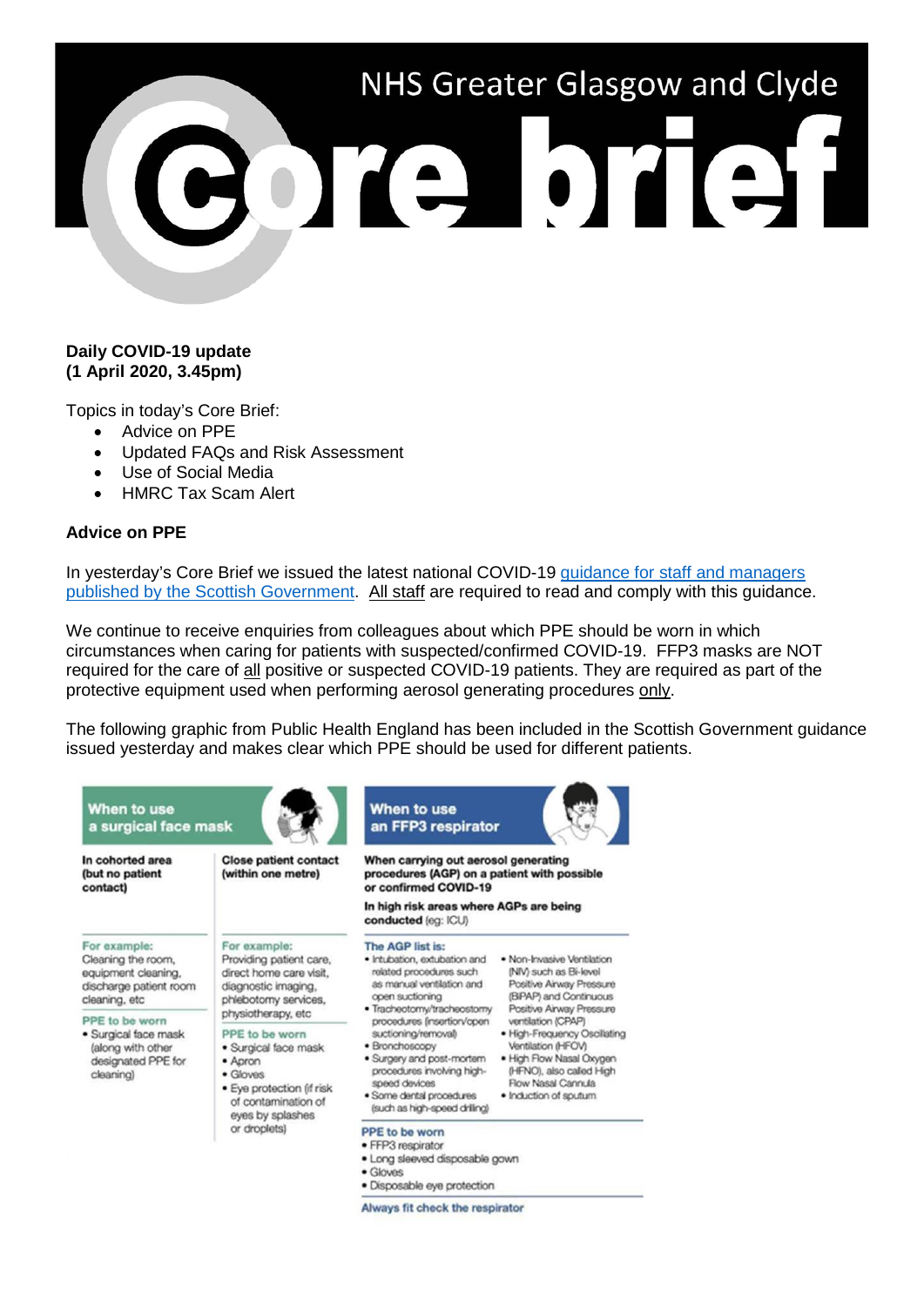# NHS Greater Glasgow and Clyde

# Core brief

**Daily COVID-19 update**
**(1 April 2020, 3.45pm)**

Topics in today's Core Brief:

- Advice on PPE
- Updated FAQs and Risk Assessment
- Use of Social Media
- HMRC Tax Scam Alert

**Advice on PPE**

In yesterday's Core Brief we issued the latest national COVID-19 guidance for staff and managers published by the Scottish Government. All staff are required to read and comply with this guidance.

We continue to receive enquiries from colleagues about which PPE should be worn in which circumstances when caring for patients with suspected/confirmed COVID-19. FFP3 masks are NOT required for the care of all positive or suspected COVID-19 patients. They are required as part of the protective equipment used when performing aerosol generating procedures only.

The following graphic from Public Health England has been included in the Scottish Government guidance issued yesterday and makes clear which PPE should be used for different patients.

**When to use a surgical face mask**

| In cohorted area (but no patient contact) | Close patient contact (within one metre) |
|---|---|
| **For example:** Cleaning the room, equipment cleaning, discharge patient room cleaning, etc | **For example:** Providing patient care, direct home care visit, diagnostic imaging, phlebotomy services, physiotherapy, etc |
| **PPE to be worn** | **PPE to be worn** |
| • Surgical face mask (along with other designated PPE for cleaning) | • Surgical face mask<br>• Apron<br>• Gloves<br>• Eye protection (if risk of contamination of eyes by splashes or droplets) |

**When to use an FFP3 respirator**

**When carrying out aerosol generating procedures (AGP) on a patient with possible or confirmed COVID-19**

**In high risk areas where AGPs are being conducted** (eg: ICU)

**The AGP list is:**

- Intubation, extubation and related procedures such as manual ventilation and open suctioning
- Tracheotomy/tracheostomy procedures (insertion/open suctioning/removal)
- Bronchoscopy
- Surgery and post-mortem procedures involving high-speed devices
- Some dental procedures (such as high-speed drilling)
- Non-Invasive Ventilation (NIV) such as Bi-level Positive Airway Pressure (BiPAP) and Continuous Positive Airway Pressure ventilation (CPAP)
- High-Frequency Oscillating Ventilation (HFOV)
- High Flow Nasal Oxygen (HFNO), also called High Flow Nasal Cannula
- Induction of sputum

**PPE to be worn**

- FFP3 respirator
- Long sleeved disposable gown
- Gloves
- Disposable eye protection

**Always fit check the respirator**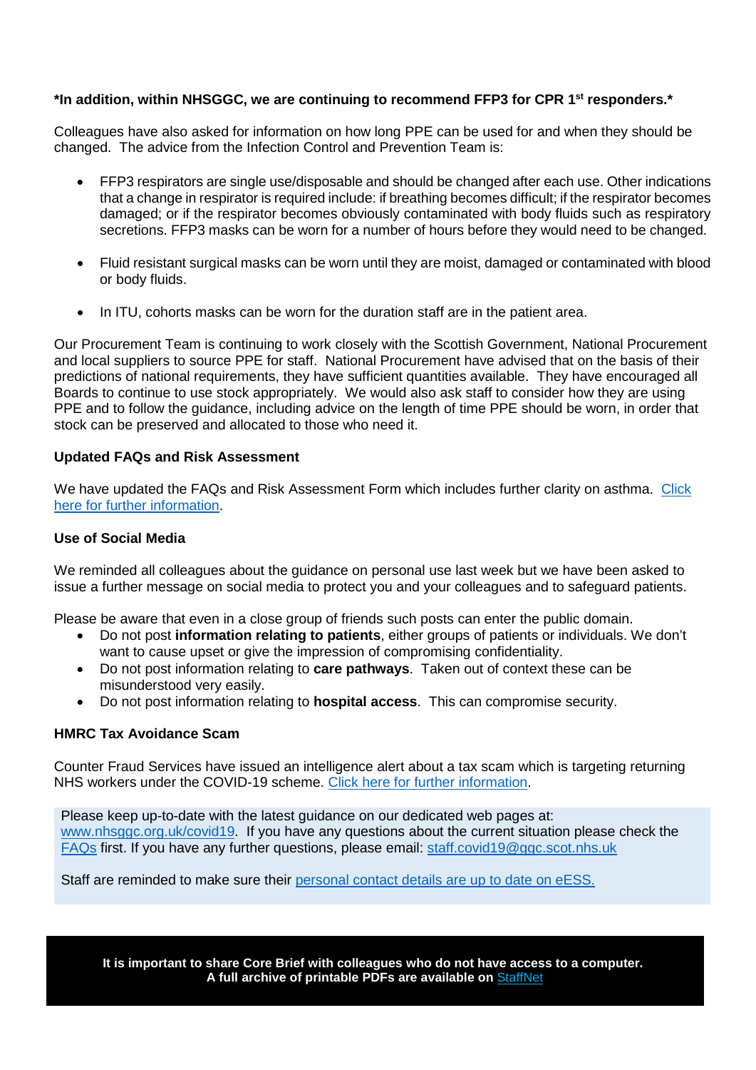**\*In addition, within NHSGGC, we are continuing to recommend FFP3 for CPR 1st responders.\***

Colleagues have also asked for information on how long PPE can be used for and when they should be changed. The advice from the Infection Control and Prevention Team is:

- FFP3 respirators are single use/disposable and should be changed after each use. Other indications that a change in respirator is required include: if breathing becomes difficult; if the respirator becomes damaged; or if the respirator becomes obviously contaminated with body fluids such as respiratory secretions. FFP3 masks can be worn for a number of hours before they would need to be changed.

- Fluid resistant surgical masks can be worn until they are moist, damaged or contaminated with blood or body fluids.

- In ITU, cohorts masks can be worn for the duration staff are in the patient area.

Our Procurement Team is continuing to work closely with the Scottish Government, National Procurement and local suppliers to source PPE for staff. National Procurement have advised that on the basis of their predictions of national requirements, they have sufficient quantities available. They have encouraged all Boards to continue to use stock appropriately. We would also ask staff to consider how they are using PPE and to follow the guidance, including advice on the length of time PPE should be worn, in order that stock can be preserved and allocated to those who need it.

**Updated FAQs and Risk Assessment**

We have updated the FAQs and Risk Assessment Form which includes further clarity on asthma. Click here for further information.

**Use of Social Media**

We reminded all colleagues about the guidance on personal use last week but we have been asked to issue a further message on social media to protect you and your colleagues and to safeguard patients.

Please be aware that even in a close group of friends such posts can enter the public domain.

- Do not post **information relating to patients**, either groups of patients or individuals. We don't want to cause upset or give the impression of compromising confidentiality.
- Do not post information relating to **care pathways**. Taken out of context these can be misunderstood very easily.
- Do not post information relating to **hospital access**. This can compromise security.

**HMRC Tax Avoidance Scam**

Counter Fraud Services have issued an intelligence alert about a tax scam which is targeting returning NHS workers under the COVID-19 scheme. Click here for further information.

Please keep up-to-date with the latest guidance on our dedicated web pages at: www.nhsggc.org.uk/covid19. If you have any questions about the current situation please check the FAQs first. If you have any further questions, please email: staff.covid19@ggc.scot.nhs.uk

Staff are reminded to make sure their personal contact details are up to date on eESS.

**It is important to share Core Brief with colleagues who do not have access to a computer.**
**A full archive of printable PDFs are available on StaffNet**